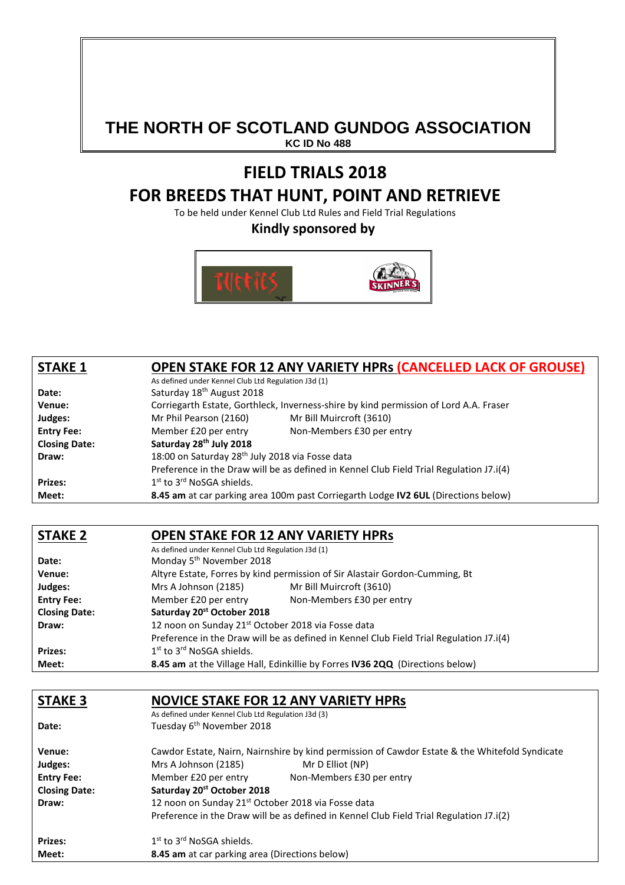# THE NORTH OF SCOTLAND GUNDOG ASSOCIATION

**KC ID No 488**

## FIELD TRIALS 2018

## FOR BREEDS THAT HUNT, POINT AND RETRIEVE

To be held under Kennel Club Ltd Rules and Field Trial Regulations

**Kindly sponsored by**

| **STAKE 1** | **OPEN STAKE FOR 12 ANY VARIETY HPRs (CANCELLED LACK OF GROUSE)** | |
|---|---|---|
| | As defined under Kennel Club Ltd Regulation J3d (1) | |
| **Date:** | Saturday 18th August 2018 | |
| **Venue:** | Corriegarth Estate, Gorthleck, Inverness-shire by kind permission of Lord A.A. Fraser | |
| **Judges:** | Mr Phil Pearson (2160) | Mr Bill Muircroft (3610) |
| **Entry Fee:** | Member £20 per entry | Non-Members £30 per entry |
| **Closing Date:** | **Saturday 28th July 2018** | |
| **Draw:** | 18:00 on Saturday 28th July 2018 via Fosse data | |
| | Preference in the Draw will be as defined in Kennel Club Field Trial Regulation J7.i(4) | |
| **Prizes:** | 1st to 3rd NoSGA shields. | |
| **Meet:** | **8.45 am** at car parking area 100m past Corriegarth Lodge **IV2 6UL** (Directions below) | |

| **STAKE 2** | **OPEN STAKE FOR 12 ANY VARIETY HPRs** | |
|---|---|---|
| | As defined under Kennel Club Ltd Regulation J3d (1) | |
| **Date:** | Monday 5th November 2018 | |
| **Venue:** | Altyre Estate, Forres by kind permission of Sir Alastair Gordon-Cumming, Bt | |
| **Judges:** | Mrs A Johnson (2185) | Mr Bill Muircroft (3610) |
| **Entry Fee:** | Member £20 per entry | Non-Members £30 per entry |
| **Closing Date:** | **Saturday 20st October 2018** | |
| **Draw:** | 12 noon on Sunday 21st October 2018 via Fosse data | |
| | Preference in the Draw will be as defined in Kennel Club Field Trial Regulation J7.i(4) | |
| **Prizes:** | 1st to 3rd NoSGA shields. | |
| **Meet:** | **8.45 am** at the Village Hall, Edinkillie by Forres **IV36 2QQ** (Directions below) | |

| **STAKE 3** | **NOVICE STAKE FOR 12 ANY VARIETY HPRs** | |
|---|---|---|
| | As defined under Kennel Club Ltd Regulation J3d (3) | |
| **Date:** | Tuesday 6th November 2018 | |
| **Venue:** | Cawdor Estate, Nairn, Nairnshire by kind permission of Cawdor Estate & the Whitefold Syndicate | |
| **Judges:** | Mrs A Johnson (2185) | Mr D Elliot (NP) |
| **Entry Fee:** | Member £20 per entry | Non-Members £30 per entry |
| **Closing Date:** | **Saturday 20st October 2018** | |
| **Draw:** | 12 noon on Sunday 21st October 2018 via Fosse data | |
| | Preference in the Draw will be as defined in Kennel Club Field Trial Regulation J7.i(2) | |
| **Prizes:** | 1st to 3rd NoSGA shields. | |
| **Meet:** | **8.45 am** at car parking area (Directions below) | |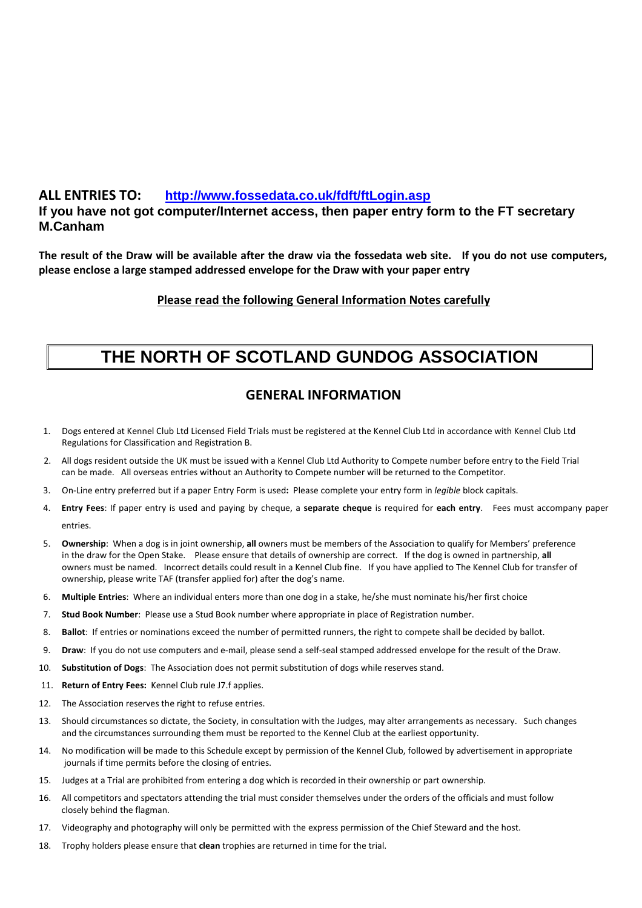**ALL ENTRIES TO:** [http://www.fossedata.co.uk/fdft/ftLogin.asp](http://www.fossedata.co.uk/fdft/ftLogin.asp)

**If you have not got computer/Internet access, then paper entry form to the FT secretary M.Canham**

**The result of the Draw will be available after the draw via the fossedata web site. If you do not use computers, please enclose a large stamped addressed envelope for the Draw with your paper entry**

**Please read the following General Information Notes carefully**

# THE NORTH OF SCOTLAND GUNDOG ASSOCIATION

## GENERAL INFORMATION

1. Dogs entered at Kennel Club Ltd Licensed Field Trials must be registered at the Kennel Club Ltd in accordance with Kennel Club Ltd Regulations for Classification and Registration B.
2. All dogs resident outside the UK must be issued with a Kennel Club Ltd Authority to Compete number before entry to the Field Trial can be made. All overseas entries without an Authority to Compete number will be returned to the Competitor.
3. On-Line entry preferred but if a paper Entry Form is used**:** Please complete your entry form in *legible* block capitals.
4. **Entry Fees**: If paper entry is used and paying by cheque, a **separate cheque** is required for **each entry**. Fees must accompany paper entries.
5. **Ownership**: When a dog is in joint ownership, **all** owners must be members of the Association to qualify for Members' preference in the draw for the Open Stake. Please ensure that details of ownership are correct. If the dog is owned in partnership, **all** owners must be named. Incorrect details could result in a Kennel Club fine. If you have applied to The Kennel Club for transfer of ownership, please write TAF (transfer applied for) after the dog's name.
6. **Multiple Entries**: Where an individual enters more than one dog in a stake, he/she must nominate his/her first choice
7. **Stud Book Number**: Please use a Stud Book number where appropriate in place of Registration number.
8. **Ballot**: If entries or nominations exceed the number of permitted runners, the right to compete shall be decided by ballot.
9. **Draw**: If you do not use computers and e-mail, please send a self-seal stamped addressed envelope for the result of the Draw.
10. **Substitution of Dogs**: The Association does not permit substitution of dogs while reserves stand.
11. **Return of Entry Fees:** Kennel Club rule J7.f applies.
12. The Association reserves the right to refuse entries.
13. Should circumstances so dictate, the Society, in consultation with the Judges, may alter arrangements as necessary. Such changes and the circumstances surrounding them must be reported to the Kennel Club at the earliest opportunity.
14. No modification will be made to this Schedule except by permission of the Kennel Club, followed by advertisement in appropriate journals if time permits before the closing of entries.
15. Judges at a Trial are prohibited from entering a dog which is recorded in their ownership or part ownership.
16. All competitors and spectators attending the trial must consider themselves under the orders of the officials and must follow closely behind the flagman.
17. Videography and photography will only be permitted with the express permission of the Chief Steward and the host.
18. Trophy holders please ensure that **clean** trophies are returned in time for the trial.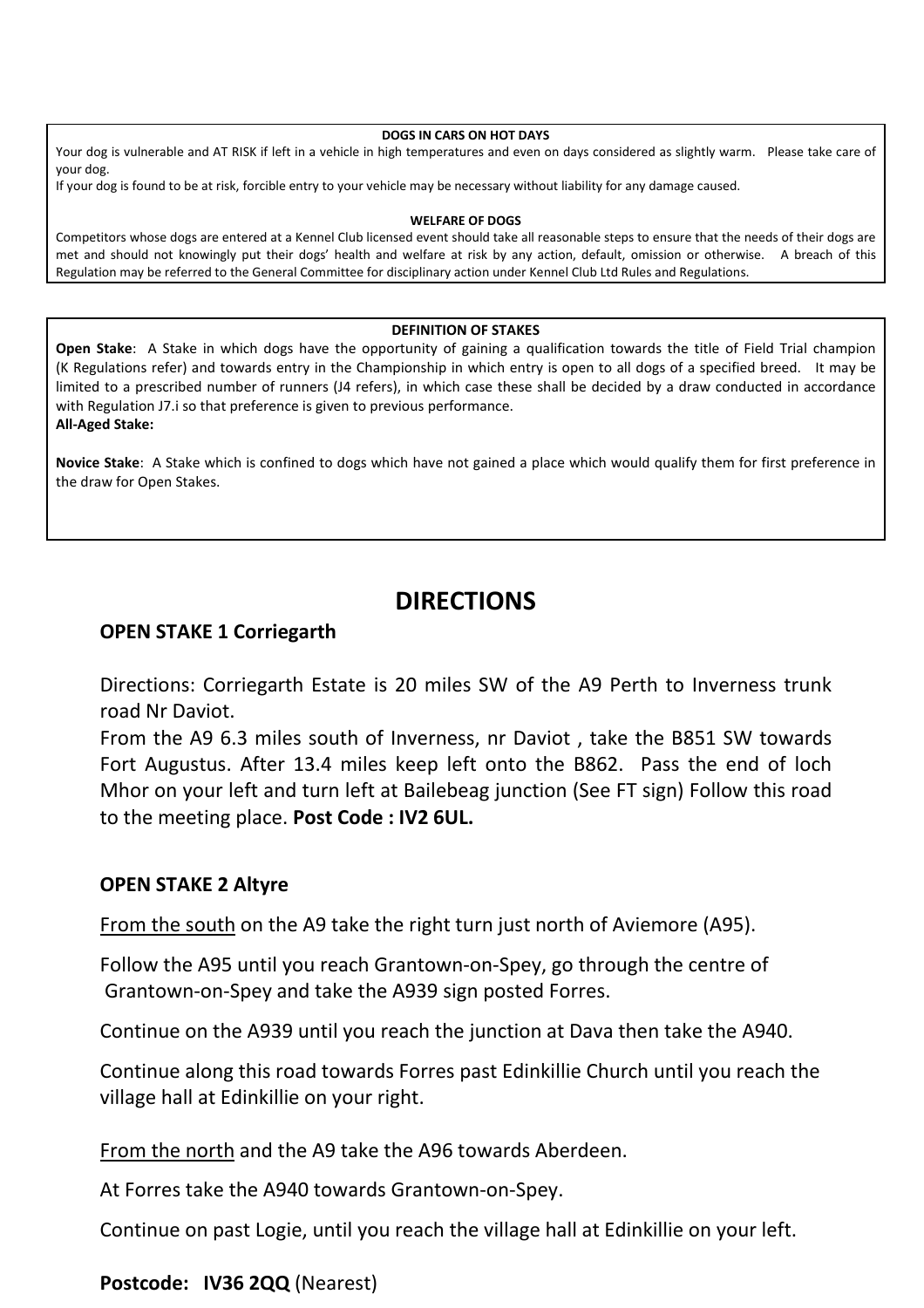**DOGS IN CARS ON HOT DAYS**

Your dog is vulnerable and AT RISK if left in a vehicle in high temperatures and even on days considered as slightly warm. Please take care of your dog.

If your dog is found to be at risk, forcible entry to your vehicle may be necessary without liability for any damage caused.

**WELFARE OF DOGS**

Competitors whose dogs are entered at a Kennel Club licensed event should take all reasonable steps to ensure that the needs of their dogs are met and should not knowingly put their dogs' health and welfare at risk by any action, default, omission or otherwise. A breach of this Regulation may be referred to the General Committee for disciplinary action under Kennel Club Ltd Rules and Regulations.

**DEFINITION OF STAKES**

**Open Stake**: A Stake in which dogs have the opportunity of gaining a qualification towards the title of Field Trial champion (K Regulations refer) and towards entry in the Championship in which entry is open to all dogs of a specified breed. It may be limited to a prescribed number of runners (J4 refers), in which case these shall be decided by a draw conducted in accordance with Regulation J7.i so that preference is given to previous performance.

**All-Aged Stake:**

**Novice Stake**: A Stake which is confined to dogs which have not gained a place which would qualify them for first preference in the draw for Open Stakes.

# DIRECTIONS

**OPEN STAKE 1 Corriegarth**

Directions: Corriegarth Estate is 20 miles SW of the A9 Perth to Inverness trunk road Nr Daviot.

From the A9 6.3 miles south of Inverness, nr Daviot , take the B851 SW towards Fort Augustus. After 13.4 miles keep left onto the B862. Pass the end of loch Mhor on your left and turn left at Bailebeag junction (See FT sign) Follow this road to the meeting place. **Post Code : IV2 6UL.**

**OPEN STAKE 2 Altyre**

From the south on the A9 take the right turn just north of Aviemore (A95).

Follow the A95 until you reach Grantown-on-Spey, go through the centre of Grantown-on-Spey and take the A939 sign posted Forres.

Continue on the A939 until you reach the junction at Dava then take the A940.

Continue along this road towards Forres past Edinkillie Church until you reach the village hall at Edinkillie on your right.

From the north and the A9 take the A96 towards Aberdeen.

At Forres take the A940 towards Grantown-on-Spey.

Continue on past Logie, until you reach the village hall at Edinkillie on your left.

**Postcode: IV36 2QQ** (Nearest)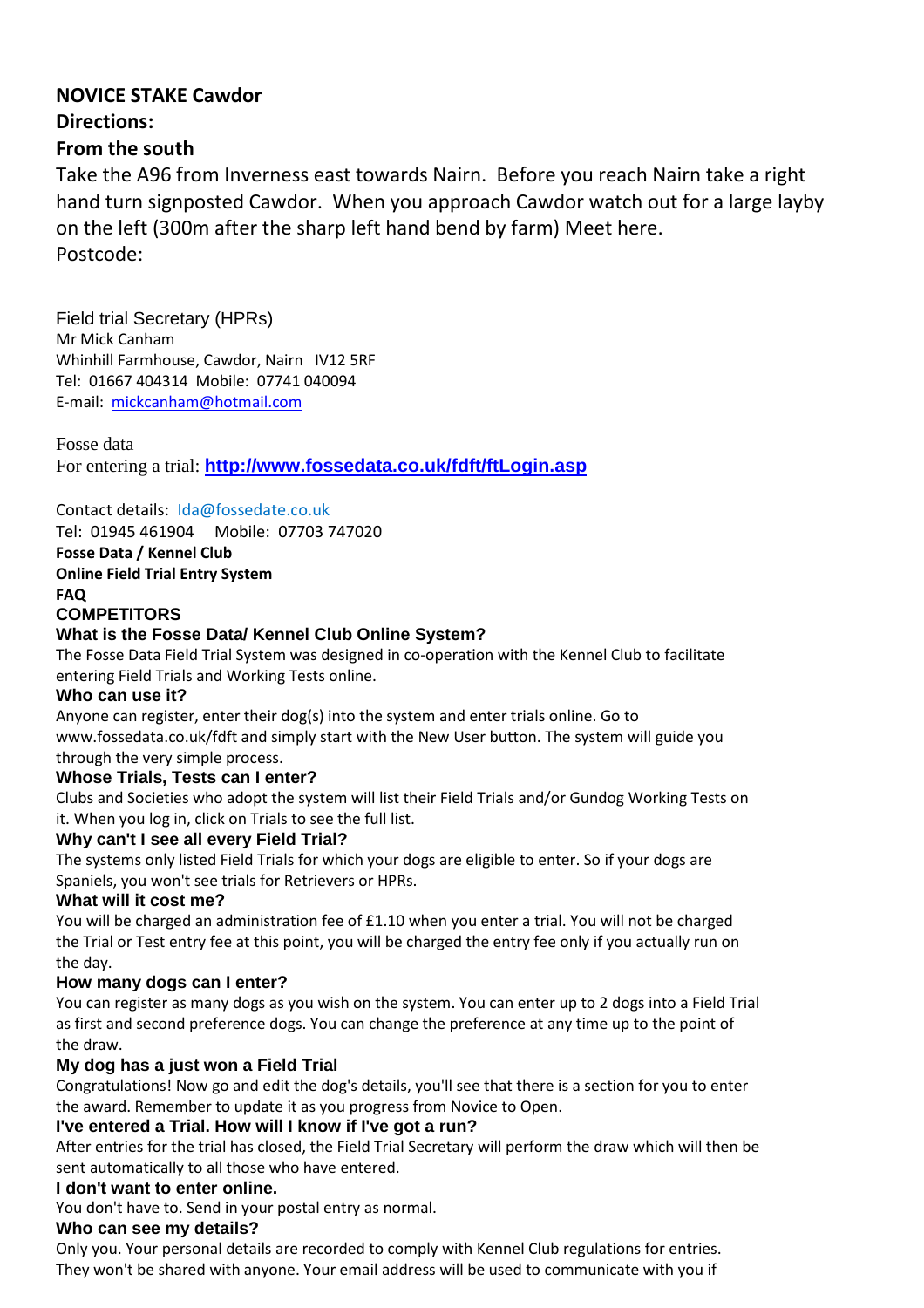**NOVICE STAKE Cawdor**

**Directions:**

**From the south**

Take the A96 from Inverness east towards Nairn. Before you reach Nairn take a right hand turn signposted Cawdor. When you approach Cawdor watch out for a large layby on the left (300m after the sharp left hand bend by farm) Meet here.
Postcode:

Field trial Secretary (HPRs)
Mr Mick Canham
Whinhill Farmhouse, Cawdor, Nairn IV12 5RF
Tel: 01667 404314 Mobile: 07741 040094
E-mail: mickcanham@hotmail.com

Fosse data
For entering a trial: **http://www.fossedata.co.uk/fdft/ftLogin.asp**

Contact details: lda@fossedate.co.uk
Tel: 01945 461904 Mobile: 07703 747020

**Fosse Data / Kennel Club**
**Online Field Trial Entry System**
**FAQ**

**COMPETITORS**

**What is the Fosse Data/ Kennel Club Online System?**

The Fosse Data Field Trial System was designed in co-operation with the Kennel Club to facilitate entering Field Trials and Working Tests online.

**Who can use it?**

Anyone can register, enter their dog(s) into the system and enter trials online. Go to www.fossedata.co.uk/fdft and simply start with the New User button. The system will guide you through the very simple process.

**Whose Trials, Tests can I enter?**

Clubs and Societies who adopt the system will list their Field Trials and/or Gundog Working Tests on it. When you log in, click on Trials to see the full list.

**Why can't I see all every Field Trial?**

The systems only listed Field Trials for which your dogs are eligible to enter. So if your dogs are Spaniels, you won't see trials for Retrievers or HPRs.

**What will it cost me?**

You will be charged an administration fee of £1.10 when you enter a trial. You will not be charged the Trial or Test entry fee at this point, you will be charged the entry fee only if you actually run on the day.

**How many dogs can I enter?**

You can register as many dogs as you wish on the system. You can enter up to 2 dogs into a Field Trial as first and second preference dogs. You can change the preference at any time up to the point of the draw.

**My dog has a just won a Field Trial**

Congratulations! Now go and edit the dog's details, you'll see that there is a section for you to enter the award. Remember to update it as you progress from Novice to Open.

**I've entered a Trial. How will I know if I've got a run?**

After entries for the trial has closed, the Field Trial Secretary will perform the draw which will then be sent automatically to all those who have entered.

**I don't want to enter online.**

You don't have to. Send in your postal entry as normal.

**Who can see my details?**

Only you. Your personal details are recorded to comply with Kennel Club regulations for entries. They won't be shared with anyone. Your email address will be used to communicate with you if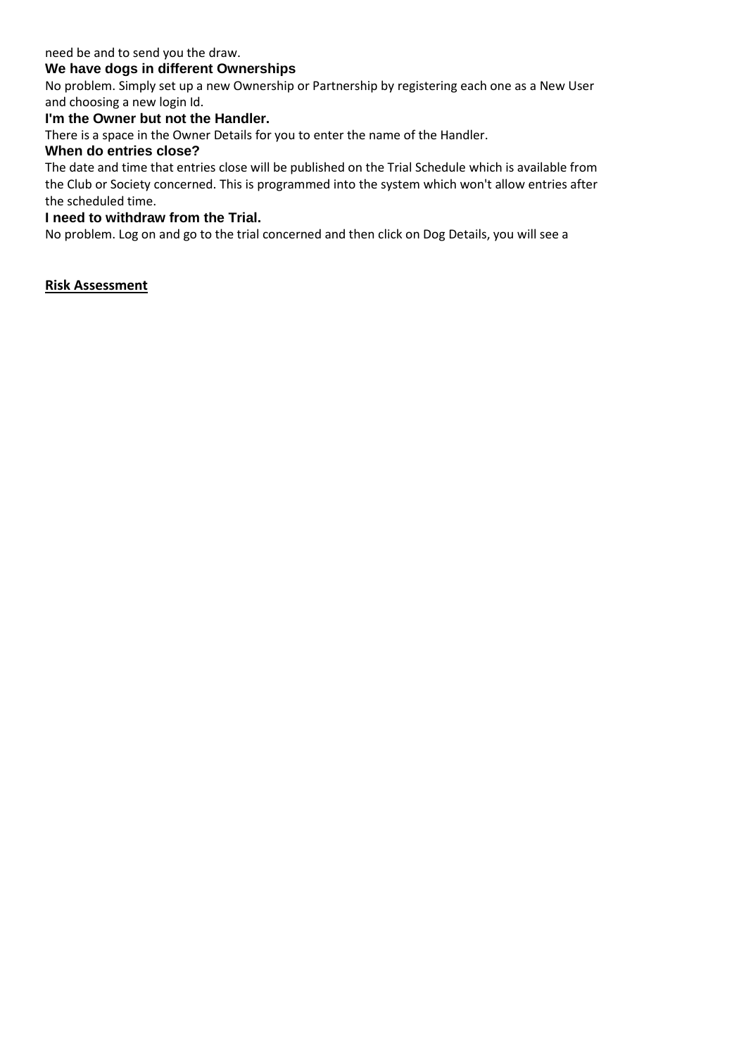need be and to send you the draw.

**We have dogs in different Ownerships**

No problem. Simply set up a new Ownership or Partnership by registering each one as a New User and choosing a new login Id.

**I'm the Owner but not the Handler.**

There is a space in the Owner Details for you to enter the name of the Handler.

**When do entries close?**

The date and time that entries close will be published on the Trial Schedule which is available from the Club or Society concerned. This is programmed into the system which won't allow entries after the scheduled time.

**I need to withdraw from the Trial.**

No problem. Log on and go to the trial concerned and then click on Dog Details, you will see a

**Risk Assessment**